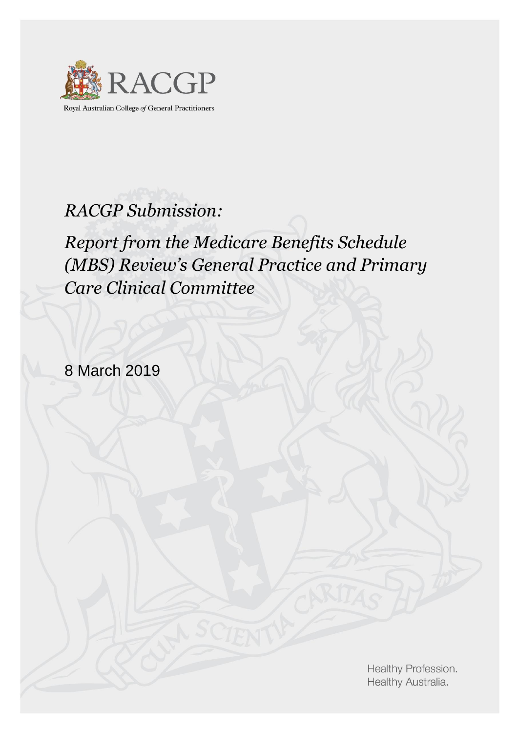RACGP

Royal Australian College *of* General Practitioners

# *RACGP Submission:*

# *Report from the Medicare Benefits Schedule (MBS) Review's General Practice and Primary Care Clinical Committee*

8 March 2019

Healthy Profession.
Healthy Australia.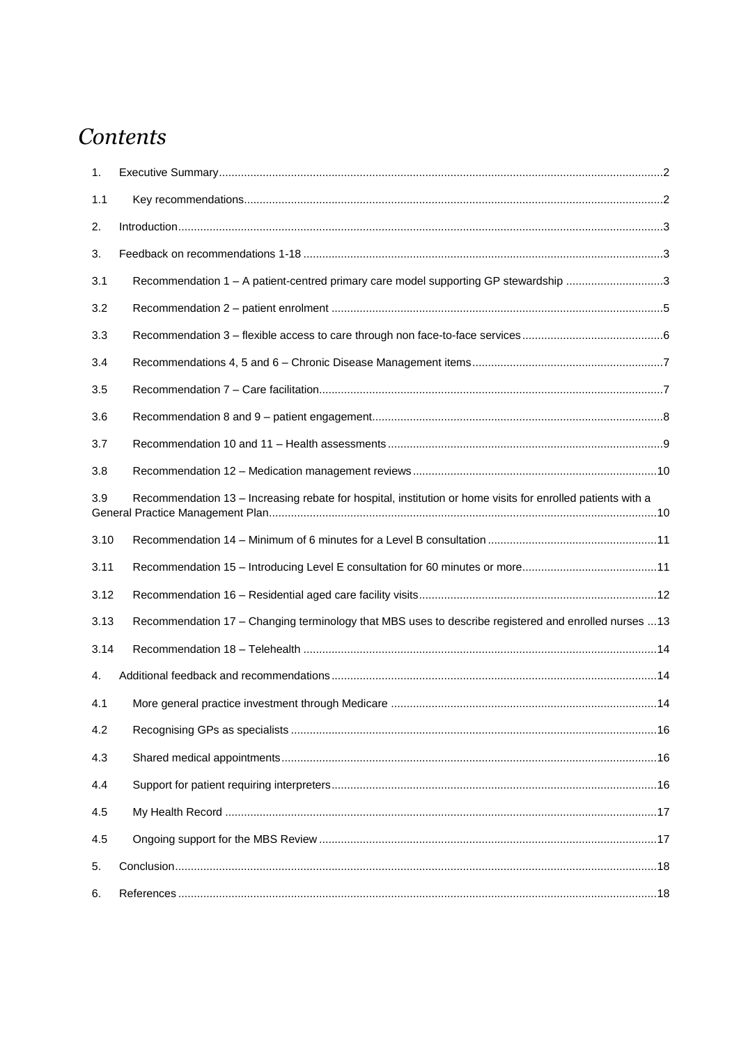# *Contents*

1. Executive Summary ... 2
   - 1.1 Key recommendations ... 2
2. Introduction ... 3
3. Feedback on recommendations 1-18 ... 3
   - 3.1 Recommendation 1 – A patient-centred primary care model supporting GP stewardship ... 3
   - 3.2 Recommendation 2 – patient enrolment ... 5
   - 3.3 Recommendation 3 – flexible access to care through non face-to-face services ... 6
   - 3.4 Recommendations 4, 5 and 6 – Chronic Disease Management items ... 7
   - 3.5 Recommendation 7 – Care facilitation ... 7
   - 3.6 Recommendation 8 and 9 – patient engagement ... 8
   - 3.7 Recommendation 10 and 11 – Health assessments ... 9
   - 3.8 Recommendation 12 – Medication management reviews ... 10
   - 3.9 Recommendation 13 – Increasing rebate for hospital, institution or home visits for enrolled patients with a General Practice Management Plan ... 10
   - 3.10 Recommendation 14 – Minimum of 6 minutes for a Level B consultation ... 11
   - 3.11 Recommendation 15 – Introducing Level E consultation for 60 minutes or more ... 11
   - 3.12 Recommendation 16 – Residential aged care facility visits ... 12
   - 3.13 Recommendation 17 – Changing terminology that MBS uses to describe registered and enrolled nurses ... 13
   - 3.14 Recommendation 18 – Telehealth ... 14
4. Additional feedback and recommendations ... 14
   - 4.1 More general practice investment through Medicare ... 14
   - 4.2 Recognising GPs as specialists ... 16
   - 4.3 Shared medical appointments ... 16
   - 4.4 Support for patient requiring interpreters ... 16
   - 4.5 My Health Record ... 17
   - 4.5 Ongoing support for the MBS Review ... 17
5. Conclusion ... 18
6. References ... 18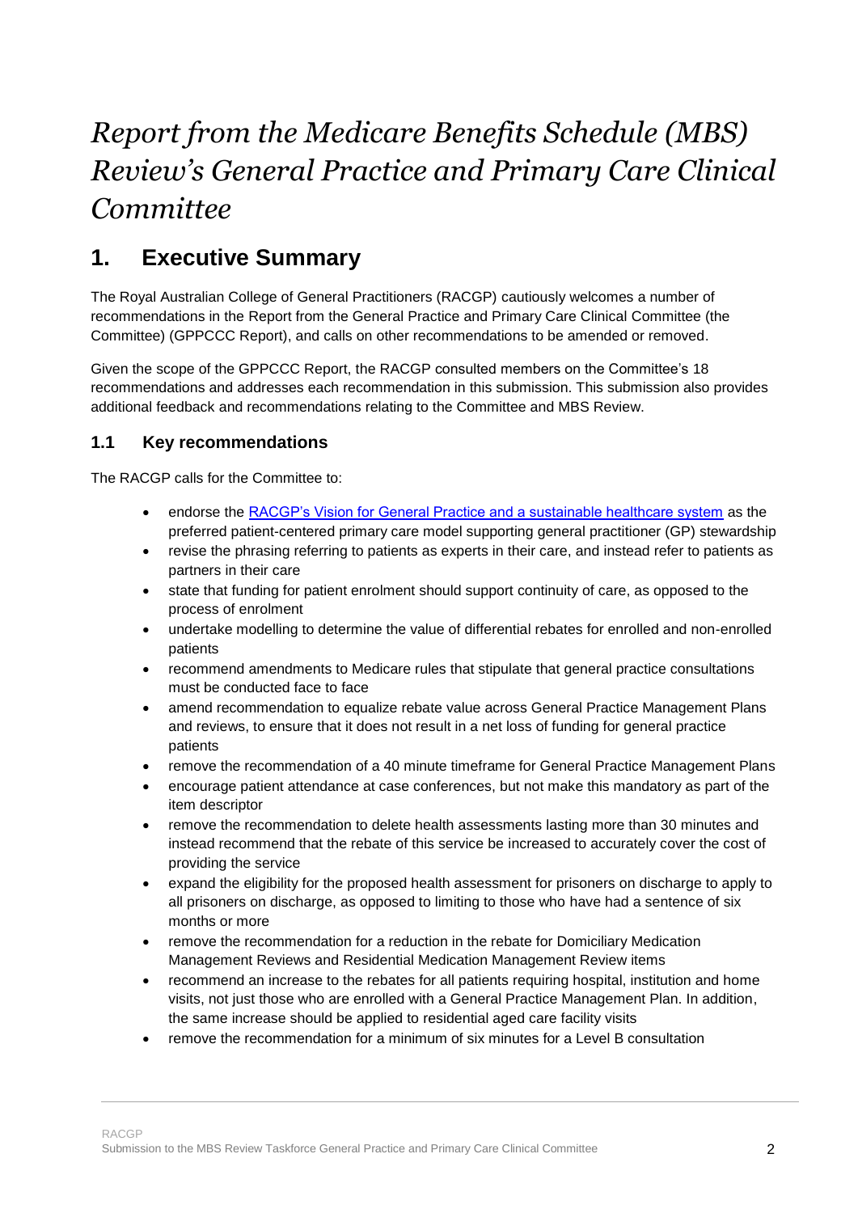#  *Report from the Medicare Benefits Schedule (MBS) Review's General Practice and Primary Care Clinical Committee*

## 1. Executive Summary

The Royal Australian College of General Practitioners (RACGP) cautiously welcomes a number of recommendations in the Report from the General Practice and Primary Care Clinical Committee (the Committee) (GPPCCC Report), and calls on other recommendations to be amended or removed.

Given the scope of the GPPCCC Report, the RACGP consulted members on the Committee's 18 recommendations and addresses each recommendation in this submission. This submission also provides additional feedback and recommendations relating to the Committee and MBS Review.

### 1.1 Key recommendations

The RACGP calls for the Committee to:

- endorse the RACGP's Vision for General Practice and a sustainable healthcare system as the preferred patient-centered primary care model supporting general practitioner (GP) stewardship
- revise the phrasing referring to patients as experts in their care, and instead refer to patients as partners in their care
- state that funding for patient enrolment should support continuity of care, as opposed to the process of enrolment
- undertake modelling to determine the value of differential rebates for enrolled and non-enrolled patients
- recommend amendments to Medicare rules that stipulate that general practice consultations must be conducted face to face
- amend recommendation to equalize rebate value across General Practice Management Plans and reviews, to ensure that it does not result in a net loss of funding for general practice patients
- remove the recommendation of a 40 minute timeframe for General Practice Management Plans
- encourage patient attendance at case conferences, but not make this mandatory as part of the item descriptor
- remove the recommendation to delete health assessments lasting more than 30 minutes and instead recommend that the rebate of this service be increased to accurately cover the cost of providing the service
- expand the eligibility for the proposed health assessment for prisoners on discharge to apply to all prisoners on discharge, as opposed to limiting to those who have had a sentence of six months or more
- remove the recommendation for a reduction in the rebate for Domiciliary Medication Management Reviews and Residential Medication Management Review items
- recommend an increase to the rebates for all patients requiring hospital, institution and home visits, not just those who are enrolled with a General Practice Management Plan. In addition, the same increase should be applied to residential aged care facility visits
- remove the recommendation for a minimum of six minutes for a Level B consultation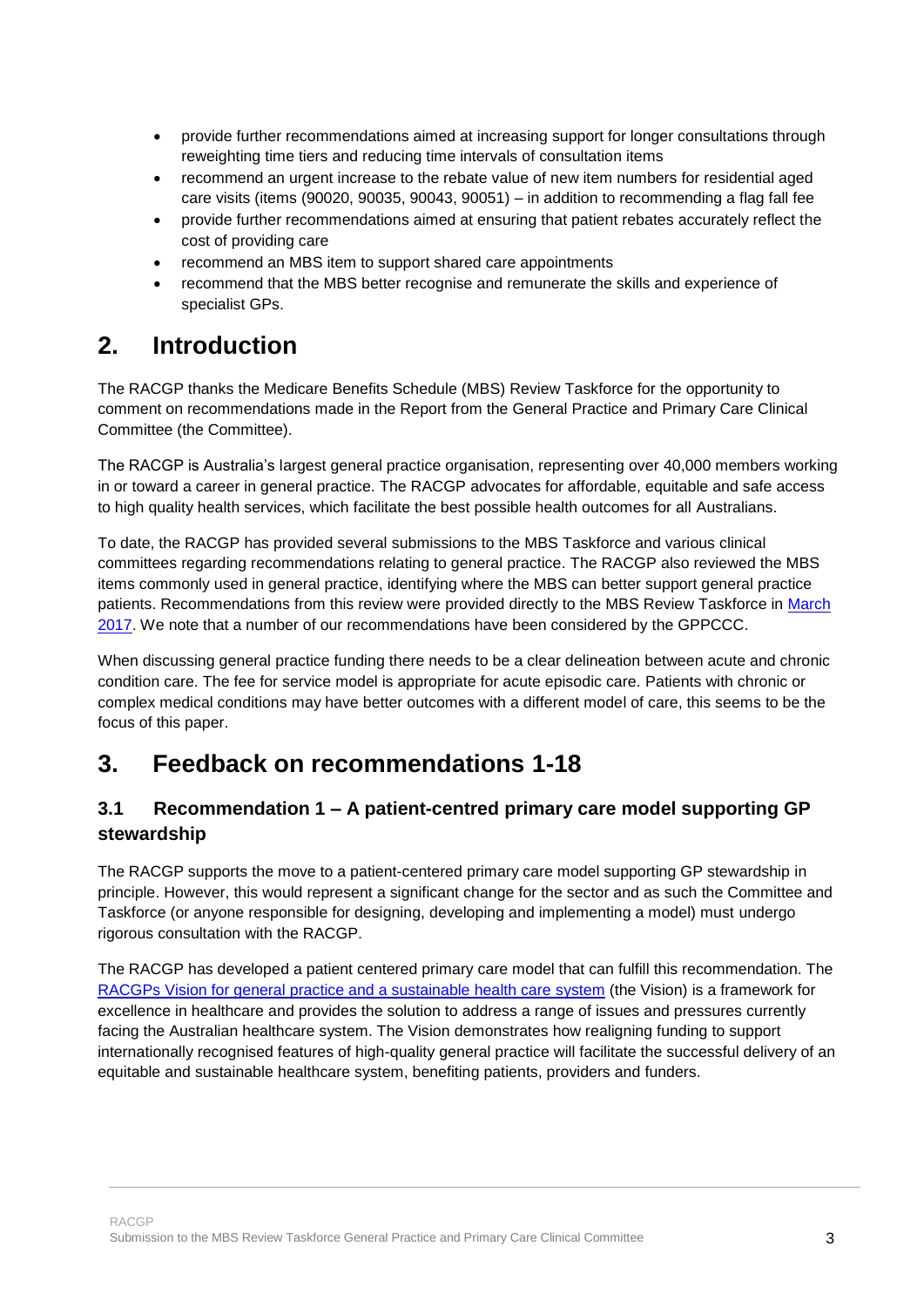- provide further recommendations aimed at increasing support for longer consultations through reweighting time tiers and reducing time intervals of consultation items
- recommend an urgent increase to the rebate value of new item numbers for residential aged care visits (items (90020, 90035, 90043, 90051) – in addition to recommending a flag fall fee
- provide further recommendations aimed at ensuring that patient rebates accurately reflect the cost of providing care
- recommend an MBS item to support shared care appointments
- recommend that the MBS better recognise and remunerate the skills and experience of specialist GPs.

## 2. Introduction

The RACGP thanks the Medicare Benefits Schedule (MBS) Review Taskforce for the opportunity to comment on recommendations made in the Report from the General Practice and Primary Care Clinical Committee (the Committee).

The RACGP is Australia's largest general practice organisation, representing over 40,000 members working in or toward a career in general practice. The RACGP advocates for affordable, equitable and safe access to high quality health services, which facilitate the best possible health outcomes for all Australians.

To date, the RACGP has provided several submissions to the MBS Taskforce and various clinical committees regarding recommendations relating to general practice. The RACGP also reviewed the MBS items commonly used in general practice, identifying where the MBS can better support general practice patients. Recommendations from this review were provided directly to the MBS Review Taskforce in March 2017. We note that a number of our recommendations have been considered by the GPPCCC.

When discussing general practice funding there needs to be a clear delineation between acute and chronic condition care. The fee for service model is appropriate for acute episodic care. Patients with chronic or complex medical conditions may have better outcomes with a different model of care, this seems to be the focus of this paper.

## 3. Feedback on recommendations 1-18

### 3.1 Recommendation 1 – A patient-centred primary care model supporting GP stewardship

The RACGP supports the move to a patient-centered primary care model supporting GP stewardship in principle. However, this would represent a significant change for the sector and as such the Committee and Taskforce (or anyone responsible for designing, developing and implementing a model) must undergo rigorous consultation with the RACGP.

The RACGP has developed a patient centered primary care model that can fulfill this recommendation. The RACGPs Vision for general practice and a sustainable health care system (the Vision) is a framework for excellence in healthcare and provides the solution to address a range of issues and pressures currently facing the Australian healthcare system. The Vision demonstrates how realigning funding to support internationally recognised features of high-quality general practice will facilitate the successful delivery of an equitable and sustainable healthcare system, benefiting patients, providers and funders.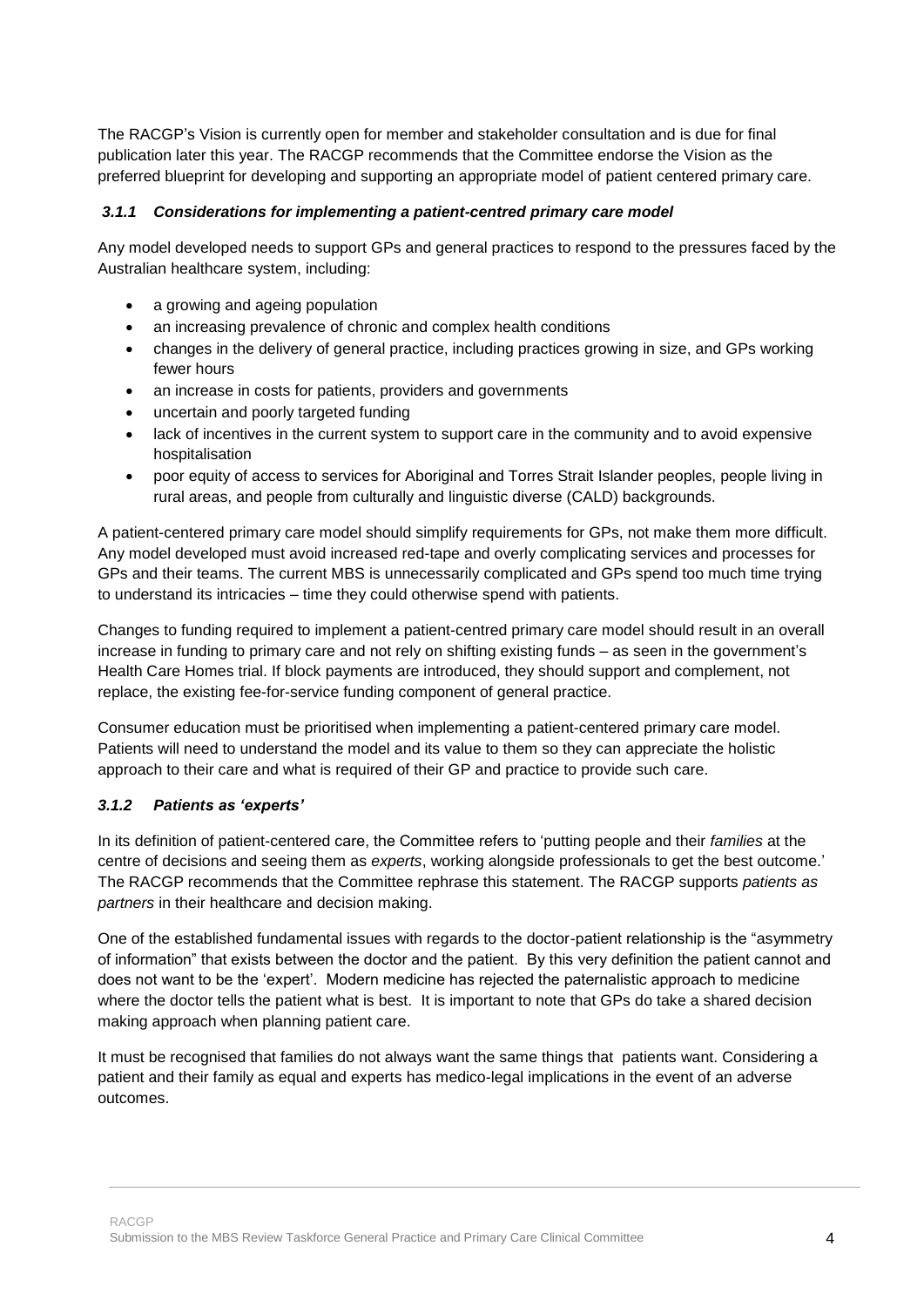The RACGP's Vision is currently open for member and stakeholder consultation and is due for final publication later this year. The RACGP recommends that the Committee endorse the Vision as the preferred blueprint for developing and supporting an appropriate model of patient centered primary care.

### *3.1.1 Considerations for implementing a patient-centred primary care model*

Any model developed needs to support GPs and general practices to respond to the pressures faced by the Australian healthcare system, including:

- a growing and ageing population
- an increasing prevalence of chronic and complex health conditions
- changes in the delivery of general practice, including practices growing in size, and GPs working fewer hours
- an increase in costs for patients, providers and governments
- uncertain and poorly targeted funding
- lack of incentives in the current system to support care in the community and to avoid expensive hospitalisation
- poor equity of access to services for Aboriginal and Torres Strait Islander peoples, people living in rural areas, and people from culturally and linguistic diverse (CALD) backgrounds.

A patient-centered primary care model should simplify requirements for GPs, not make them more difficult. Any model developed must avoid increased red-tape and overly complicating services and processes for GPs and their teams. The current MBS is unnecessarily complicated and GPs spend too much time trying to understand its intricacies – time they could otherwise spend with patients.

Changes to funding required to implement a patient-centred primary care model should result in an overall increase in funding to primary care and not rely on shifting existing funds – as seen in the government's Health Care Homes trial. If block payments are introduced, they should support and complement, not replace, the existing fee-for-service funding component of general practice.

Consumer education must be prioritised when implementing a patient-centered primary care model. Patients will need to understand the model and its value to them so they can appreciate the holistic approach to their care and what is required of their GP and practice to provide such care.

### *3.1.2 Patients as 'experts'*

In its definition of patient-centered care, the Committee refers to 'putting people and their *families* at the centre of decisions and seeing them as *experts*, working alongside professionals to get the best outcome.' The RACGP recommends that the Committee rephrase this statement. The RACGP supports *patients as partners* in their healthcare and decision making.

One of the established fundamental issues with regards to the doctor-patient relationship is the "asymmetry of information" that exists between the doctor and the patient. By this very definition the patient cannot and does not want to be the 'expert'. Modern medicine has rejected the paternalistic approach to medicine where the doctor tells the patient what is best. It is important to note that GPs do take a shared decision making approach when planning patient care.

It must be recognised that families do not always want the same things that patients want. Considering a patient and their family as equal and experts has medico-legal implications in the event of an adverse outcomes.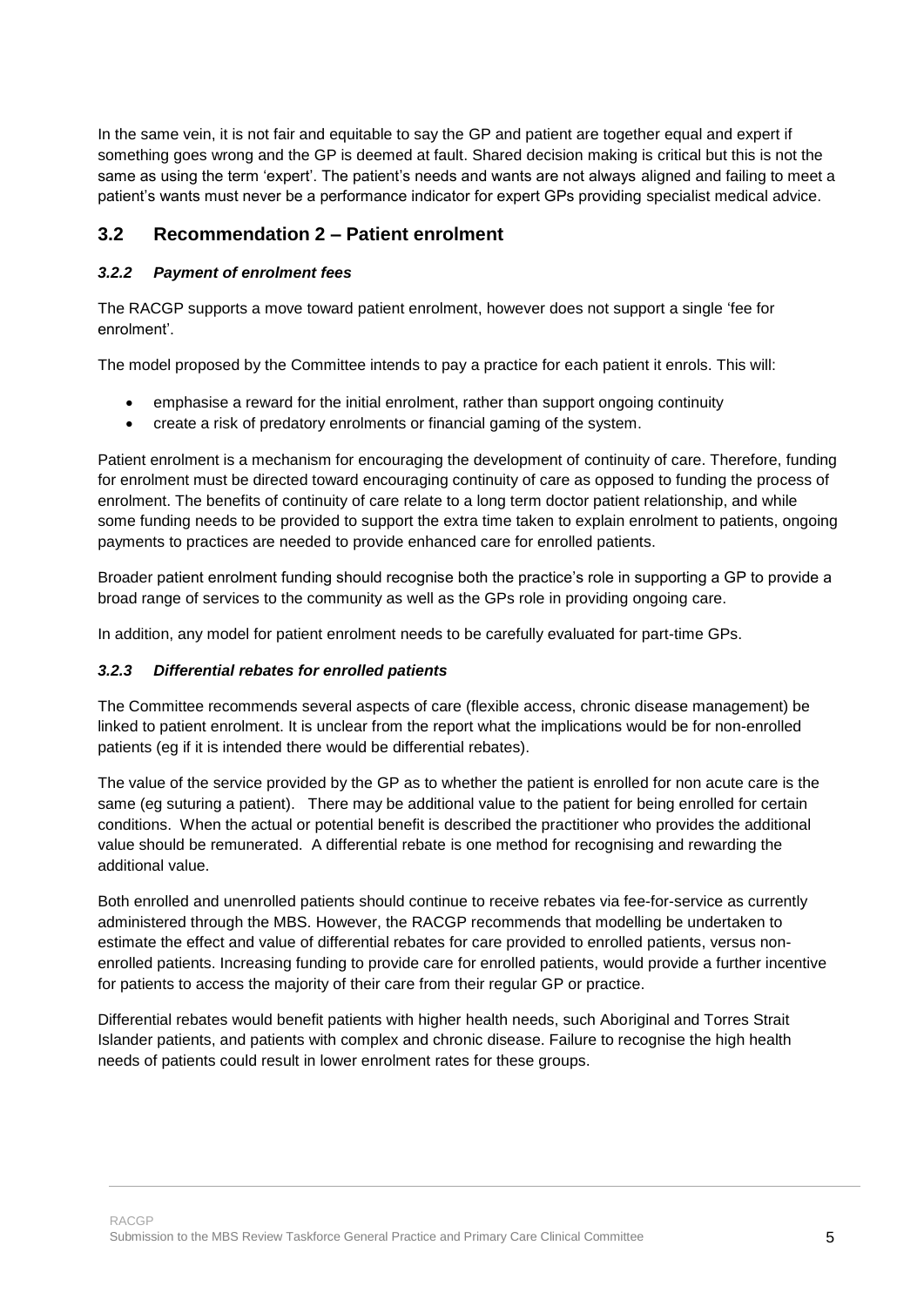In the same vein, it is not fair and equitable to say the GP and patient are together equal and expert if something goes wrong and the GP is deemed at fault. Shared decision making is critical but this is not the same as using the term 'expert'. The patient's needs and wants are not always aligned and failing to meet a patient's wants must never be a performance indicator for expert GPs providing specialist medical advice.

## 3.2 Recommendation 2 – Patient enrolment

### *3.2.2 Payment of enrolment fees*

The RACGP supports a move toward patient enrolment, however does not support a single 'fee for enrolment'.

The model proposed by the Committee intends to pay a practice for each patient it enrols. This will:

- emphasise a reward for the initial enrolment, rather than support ongoing continuity
- create a risk of predatory enrolments or financial gaming of the system.

Patient enrolment is a mechanism for encouraging the development of continuity of care. Therefore, funding for enrolment must be directed toward encouraging continuity of care as opposed to funding the process of enrolment. The benefits of continuity of care relate to a long term doctor patient relationship, and while some funding needs to be provided to support the extra time taken to explain enrolment to patients, ongoing payments to practices are needed to provide enhanced care for enrolled patients.

Broader patient enrolment funding should recognise both the practice's role in supporting a GP to provide a broad range of services to the community as well as the GPs role in providing ongoing care.

In addition, any model for patient enrolment needs to be carefully evaluated for part-time GPs.

### *3.2.3 Differential rebates for enrolled patients*

The Committee recommends several aspects of care (flexible access, chronic disease management) be linked to patient enrolment. It is unclear from the report what the implications would be for non-enrolled patients (eg if it is intended there would be differential rebates).

The value of the service provided by the GP as to whether the patient is enrolled for non acute care is the same (eg suturing a patient). There may be additional value to the patient for being enrolled for certain conditions. When the actual or potential benefit is described the practitioner who provides the additional value should be remunerated. A differential rebate is one method for recognising and rewarding the additional value.

Both enrolled and unenrolled patients should continue to receive rebates via fee-for-service as currently administered through the MBS. However, the RACGP recommends that modelling be undertaken to estimate the effect and value of differential rebates for care provided to enrolled patients, versus non-enrolled patients. Increasing funding to provide care for enrolled patients, would provide a further incentive for patients to access the majority of their care from their regular GP or practice.

Differential rebates would benefit patients with higher health needs, such Aboriginal and Torres Strait Islander patients, and patients with complex and chronic disease. Failure to recognise the high health needs of patients could result in lower enrolment rates for these groups.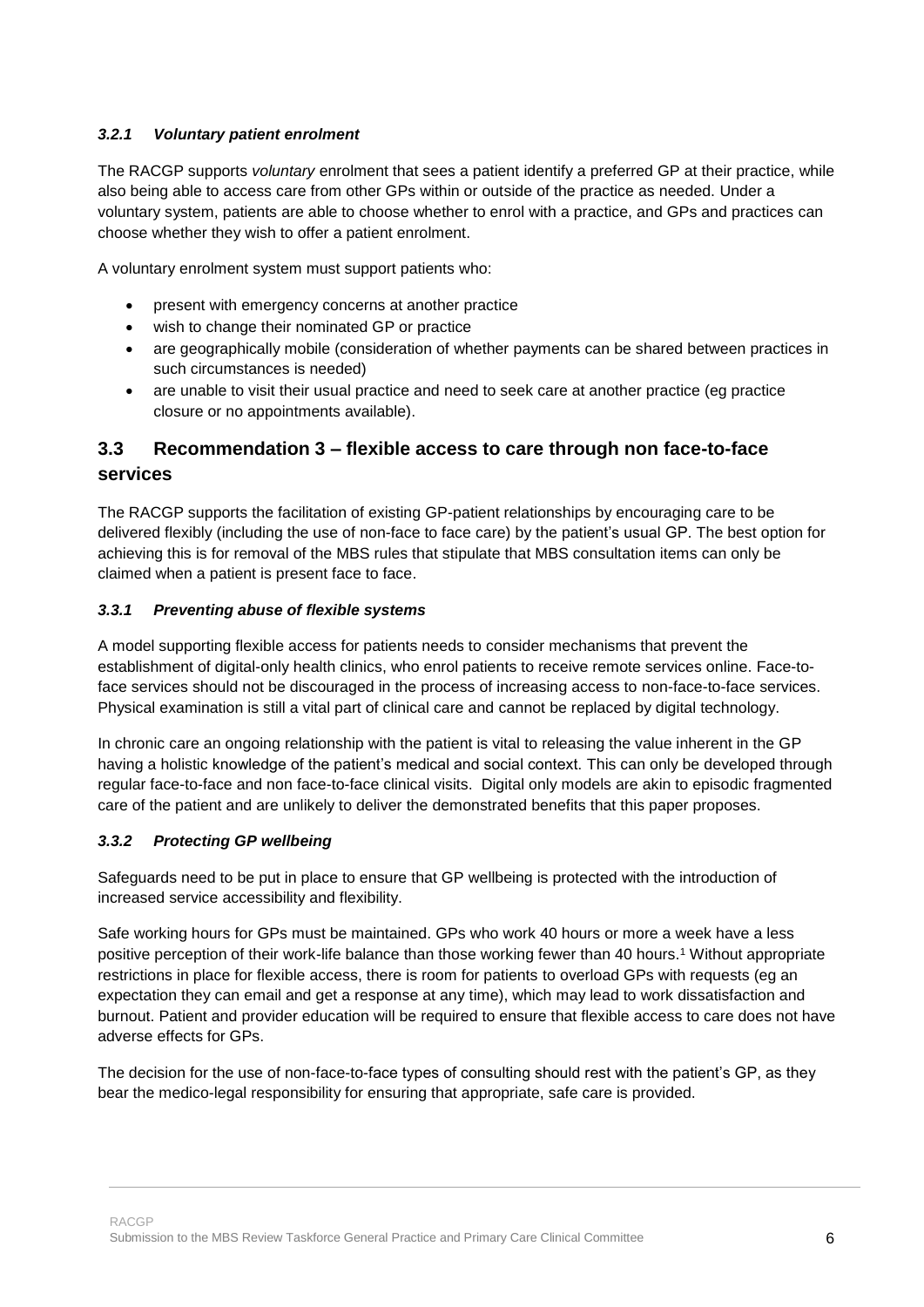#### *3.2.1 Voluntary patient enrolment*

The RACGP supports *voluntary* enrolment that sees a patient identify a preferred GP at their practice, while also being able to access care from other GPs within or outside of the practice as needed. Under a voluntary system, patients are able to choose whether to enrol with a practice, and GPs and practices can choose whether they wish to offer a patient enrolment.

A voluntary enrolment system must support patients who:

- present with emergency concerns at another practice
- wish to change their nominated GP or practice
- are geographically mobile (consideration of whether payments can be shared between practices in such circumstances is needed)
- are unable to visit their usual practice and need to seek care at another practice (eg practice closure or no appointments available).

## 3.3 Recommendation 3 – flexible access to care through non face-to-face services

The RACGP supports the facilitation of existing GP-patient relationships by encouraging care to be delivered flexibly (including the use of non-face to face care) by the patient's usual GP. The best option for achieving this is for removal of the MBS rules that stipulate that MBS consultation items can only be claimed when a patient is present face to face.

#### *3.3.1 Preventing abuse of flexible systems*

A model supporting flexible access for patients needs to consider mechanisms that prevent the establishment of digital-only health clinics, who enrol patients to receive remote services online. Face-to-face services should not be discouraged in the process of increasing access to non-face-to-face services. Physical examination is still a vital part of clinical care and cannot be replaced by digital technology.

In chronic care an ongoing relationship with the patient is vital to releasing the value inherent in the GP having a holistic knowledge of the patient's medical and social context. This can only be developed through regular face-to-face and non face-to-face clinical visits. Digital only models are akin to episodic fragmented care of the patient and are unlikely to deliver the demonstrated benefits that this paper proposes.

#### *3.3.2 Protecting GP wellbeing*

Safeguards need to be put in place to ensure that GP wellbeing is protected with the introduction of increased service accessibility and flexibility.

Safe working hours for GPs must be maintained. GPs who work 40 hours or more a week have a less positive perception of their work-life balance than those working fewer than 40 hours.[1] Without appropriate restrictions in place for flexible access, there is room for patients to overload GPs with requests (eg an expectation they can email and get a response at any time), which may lead to work dissatisfaction and burnout. Patient and provider education will be required to ensure that flexible access to care does not have adverse effects for GPs.

The decision for the use of non-face-to-face types of consulting should rest with the patient's GP, as they bear the medico-legal responsibility for ensuring that appropriate, safe care is provided.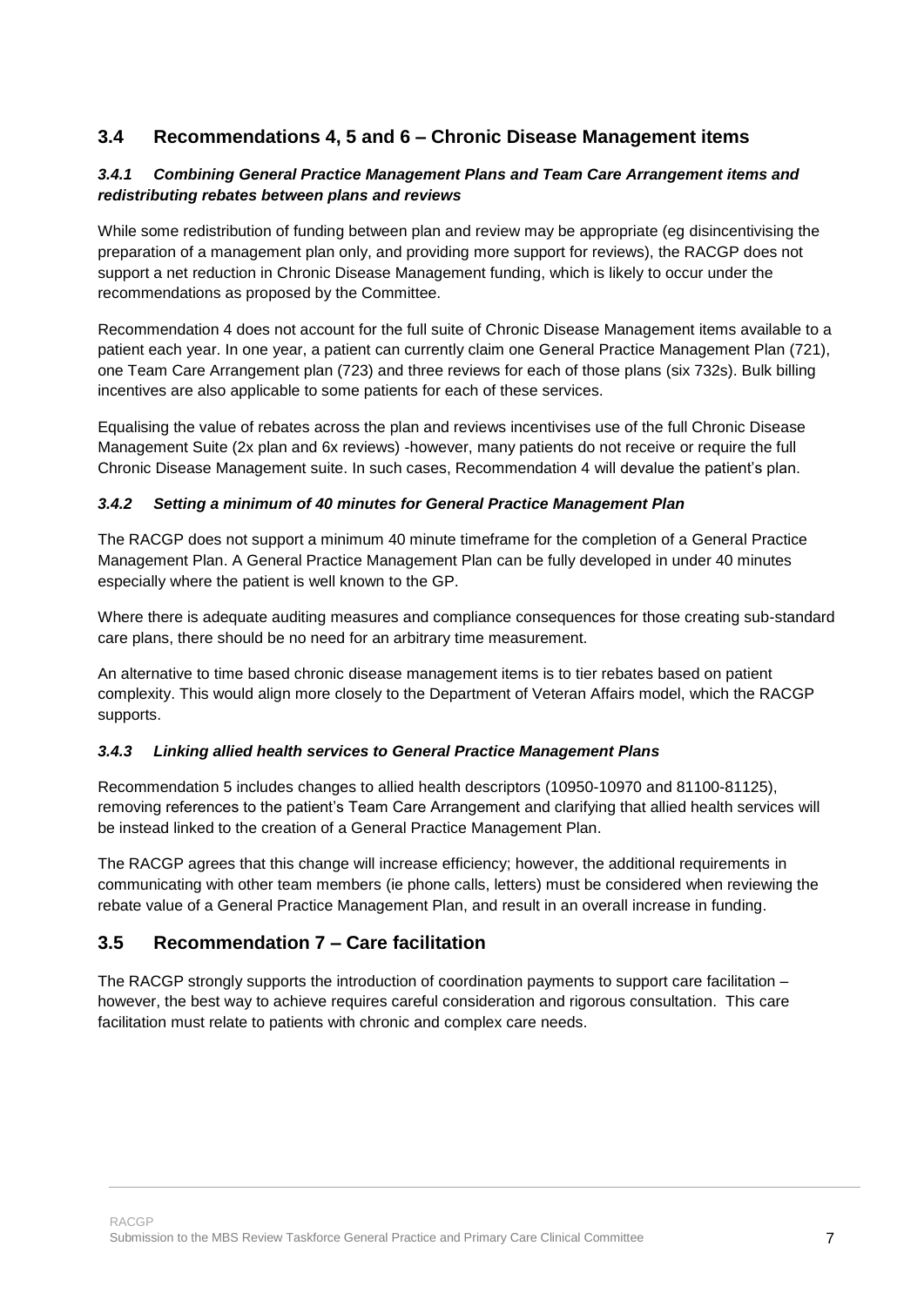## 3.4 Recommendations 4, 5 and 6 – Chronic Disease Management items

### *3.4.1 Combining General Practice Management Plans and Team Care Arrangement items and redistributing rebates between plans and reviews*

While some redistribution of funding between plan and review may be appropriate (eg disincentivising the preparation of a management plan only, and providing more support for reviews), the RACGP does not support a net reduction in Chronic Disease Management funding, which is likely to occur under the recommendations as proposed by the Committee.

Recommendation 4 does not account for the full suite of Chronic Disease Management items available to a patient each year. In one year, a patient can currently claim one General Practice Management Plan (721), one Team Care Arrangement plan (723) and three reviews for each of those plans (six 732s). Bulk billing incentives are also applicable to some patients for each of these services.

Equalising the value of rebates across the plan and reviews incentivises use of the full Chronic Disease Management Suite (2x plan and 6x reviews) -however, many patients do not receive or require the full Chronic Disease Management suite. In such cases, Recommendation 4 will devalue the patient's plan.

### *3.4.2 Setting a minimum of 40 minutes for General Practice Management Plan*

The RACGP does not support a minimum 40 minute timeframe for the completion of a General Practice Management Plan. A General Practice Management Plan can be fully developed in under 40 minutes especially where the patient is well known to the GP.

Where there is adequate auditing measures and compliance consequences for those creating sub-standard care plans, there should be no need for an arbitrary time measurement.

An alternative to time based chronic disease management items is to tier rebates based on patient complexity. This would align more closely to the Department of Veteran Affairs model, which the RACGP supports.

### *3.4.3 Linking allied health services to General Practice Management Plans*

Recommendation 5 includes changes to allied health descriptors (10950-10970 and 81100-81125), removing references to the patient's Team Care Arrangement and clarifying that allied health services will be instead linked to the creation of a General Practice Management Plan.

The RACGP agrees that this change will increase efficiency; however, the additional requirements in communicating with other team members (ie phone calls, letters) must be considered when reviewing the rebate value of a General Practice Management Plan, and result in an overall increase in funding.

## 3.5 Recommendation 7 – Care facilitation

The RACGP strongly supports the introduction of coordination payments to support care facilitation – however, the best way to achieve requires careful consideration and rigorous consultation. This care facilitation must relate to patients with chronic and complex care needs.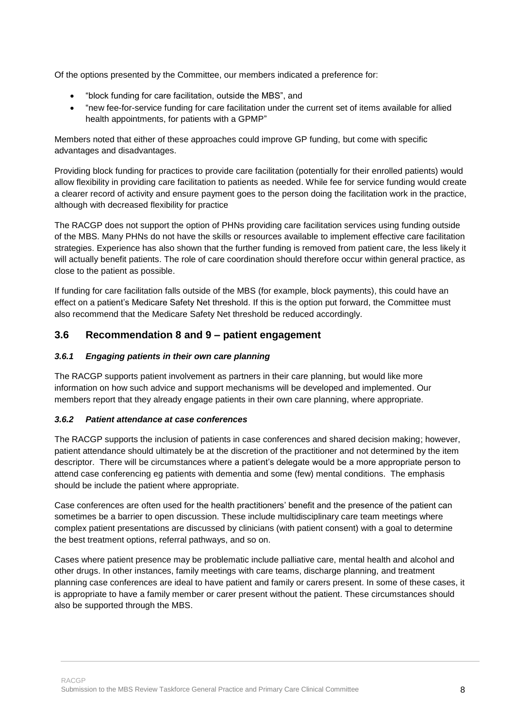Of the options presented by the Committee, our members indicated a preference for:

- "block funding for care facilitation, outside the MBS", and
- "new fee-for-service funding for care facilitation under the current set of items available for allied health appointments, for patients with a GPMP"

Members noted that either of these approaches could improve GP funding, but come with specific advantages and disadvantages.

Providing block funding for practices to provide care facilitation (potentially for their enrolled patients) would allow flexibility in providing care facilitation to patients as needed. While fee for service funding would create a clearer record of activity and ensure payment goes to the person doing the facilitation work in the practice, although with decreased flexibility for practice

The RACGP does not support the option of PHNs providing care facilitation services using funding outside of the MBS. Many PHNs do not have the skills or resources available to implement effective care facilitation strategies. Experience has also shown that the further funding is removed from patient care, the less likely it will actually benefit patients. The role of care coordination should therefore occur within general practice, as close to the patient as possible.

If funding for care facilitation falls outside of the MBS (for example, block payments), this could have an effect on a patient's Medicare Safety Net threshold. If this is the option put forward, the Committee must also recommend that the Medicare Safety Net threshold be reduced accordingly.

## 3.6 Recommendation 8 and 9 – patient engagement

### *3.6.1 Engaging patients in their own care planning*

The RACGP supports patient involvement as partners in their care planning, but would like more information on how such advice and support mechanisms will be developed and implemented. Our members report that they already engage patients in their own care planning, where appropriate.

### *3.6.2 Patient attendance at case conferences*

The RACGP supports the inclusion of patients in case conferences and shared decision making; however, patient attendance should ultimately be at the discretion of the practitioner and not determined by the item descriptor. There will be circumstances where a patient's delegate would be a more appropriate person to attend case conferencing eg patients with dementia and some (few) mental conditions. The emphasis should be include the patient where appropriate.

Case conferences are often used for the health practitioners' benefit and the presence of the patient can sometimes be a barrier to open discussion. These include multidisciplinary care team meetings where complex patient presentations are discussed by clinicians (with patient consent) with a goal to determine the best treatment options, referral pathways, and so on.

Cases where patient presence may be problematic include palliative care, mental health and alcohol and other drugs. In other instances, family meetings with care teams, discharge planning, and treatment planning case conferences are ideal to have patient and family or carers present. In some of these cases, it is appropriate to have a family member or carer present without the patient. These circumstances should also be supported through the MBS.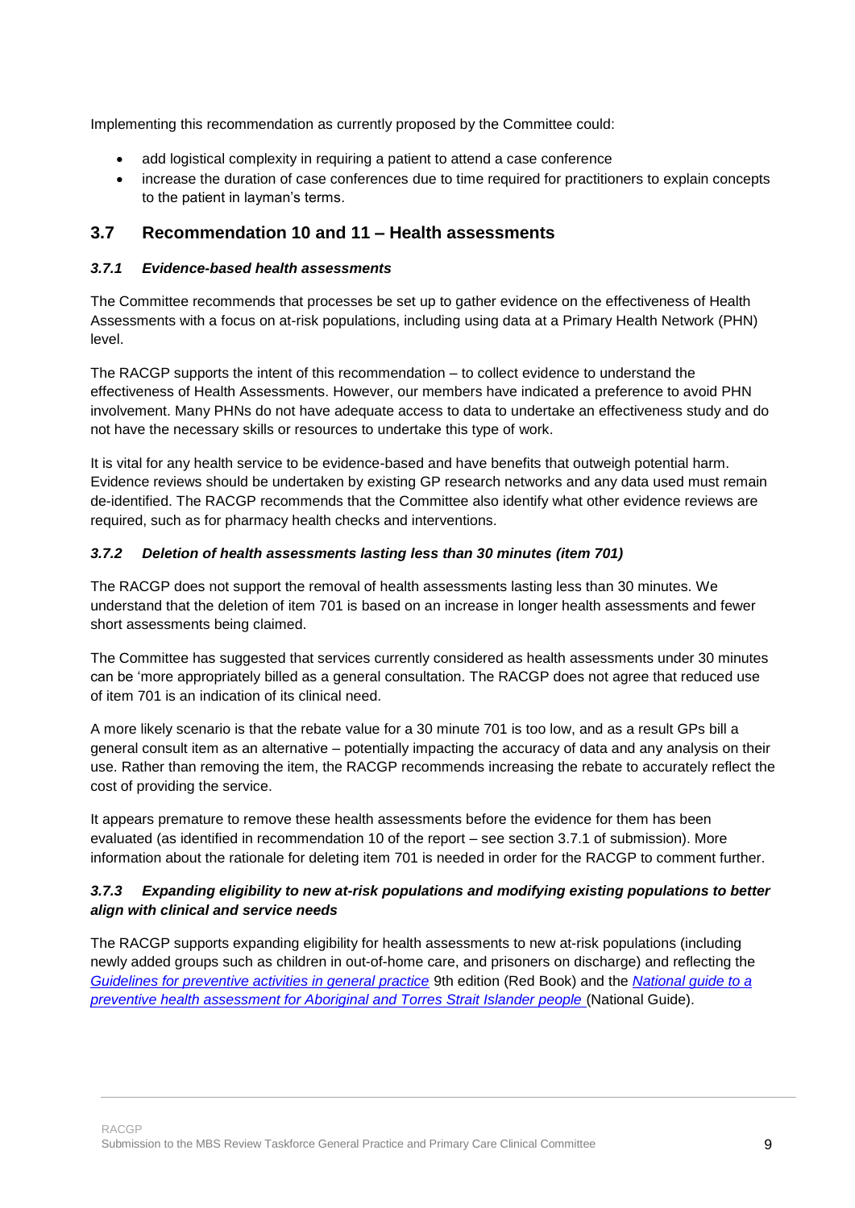Implementing this recommendation as currently proposed by the Committee could:

- add logistical complexity in requiring a patient to attend a case conference
- increase the duration of case conferences due to time required for practitioners to explain concepts to the patient in layman's terms.

## 3.7 Recommendation 10 and 11 – Health assessments

### *3.7.1 Evidence-based health assessments*

The Committee recommends that processes be set up to gather evidence on the effectiveness of Health Assessments with a focus on at-risk populations, including using data at a Primary Health Network (PHN) level.

The RACGP supports the intent of this recommendation – to collect evidence to understand the effectiveness of Health Assessments. However, our members have indicated a preference to avoid PHN involvement. Many PHNs do not have adequate access to data to undertake an effectiveness study and do not have the necessary skills or resources to undertake this type of work.

It is vital for any health service to be evidence-based and have benefits that outweigh potential harm. Evidence reviews should be undertaken by existing GP research networks and any data used must remain de-identified. The RACGP recommends that the Committee also identify what other evidence reviews are required, such as for pharmacy health checks and interventions.

### *3.7.2 Deletion of health assessments lasting less than 30 minutes (item 701)*

The RACGP does not support the removal of health assessments lasting less than 30 minutes. We understand that the deletion of item 701 is based on an increase in longer health assessments and fewer short assessments being claimed.

The Committee has suggested that services currently considered as health assessments under 30 minutes can be 'more appropriately billed as a general consultation. The RACGP does not agree that reduced use of item 701 is an indication of its clinical need.

A more likely scenario is that the rebate value for a 30 minute 701 is too low, and as a result GPs bill a general consult item as an alternative – potentially impacting the accuracy of data and any analysis on their use. Rather than removing the item, the RACGP recommends increasing the rebate to accurately reflect the cost of providing the service.

It appears premature to remove these health assessments before the evidence for them has been evaluated (as identified in recommendation 10 of the report – see section 3.7.1 of submission). More information about the rationale for deleting item 701 is needed in order for the RACGP to comment further.

### *3.7.3 Expanding eligibility to new at-risk populations and modifying existing populations to better align with clinical and service needs*

The RACGP supports expanding eligibility for health assessments to new at-risk populations (including newly added groups such as children in out-of-home care, and prisoners on discharge) and reflecting the *Guidelines for preventive activities in general practice* 9th edition (Red Book) and the *National guide to a preventive health assessment for Aboriginal and Torres Strait Islander people* (National Guide).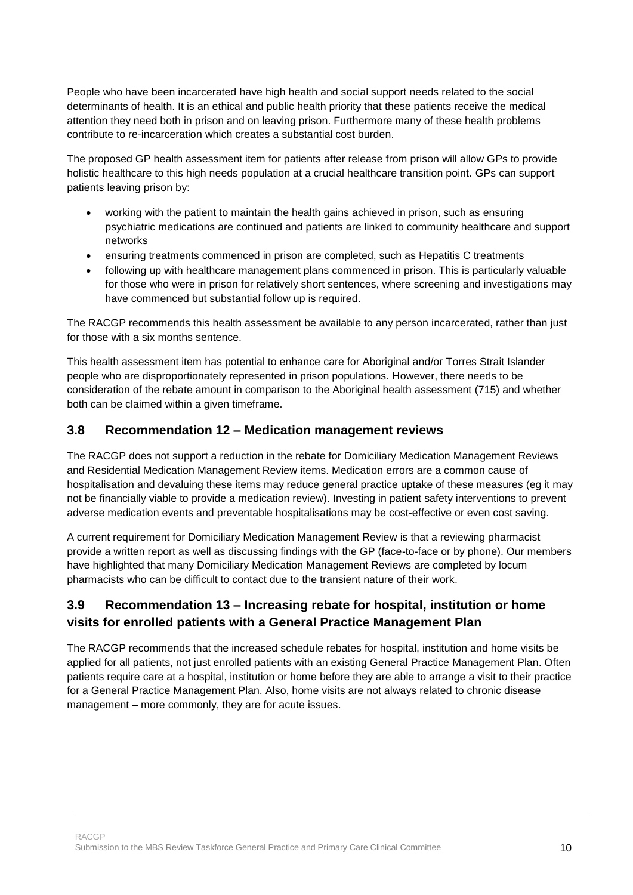People who have been incarcerated have high health and social support needs related to the social determinants of health. It is an ethical and public health priority that these patients receive the medical attention they need both in prison and on leaving prison. Furthermore many of these health problems contribute to re-incarceration which creates a substantial cost burden.

The proposed GP health assessment item for patients after release from prison will allow GPs to provide holistic healthcare to this high needs population at a crucial healthcare transition point. GPs can support patients leaving prison by:

- working with the patient to maintain the health gains achieved in prison, such as ensuring psychiatric medications are continued and patients are linked to community healthcare and support networks
- ensuring treatments commenced in prison are completed, such as Hepatitis C treatments
- following up with healthcare management plans commenced in prison. This is particularly valuable for those who were in prison for relatively short sentences, where screening and investigations may have commenced but substantial follow up is required.

The RACGP recommends this health assessment be available to any person incarcerated, rather than just for those with a six months sentence.

This health assessment item has potential to enhance care for Aboriginal and/or Torres Strait Islander people who are disproportionately represented in prison populations. However, there needs to be consideration of the rebate amount in comparison to the Aboriginal health assessment (715) and whether both can be claimed within a given timeframe.

## 3.8 Recommendation 12 – Medication management reviews

The RACGP does not support a reduction in the rebate for Domiciliary Medication Management Reviews and Residential Medication Management Review items. Medication errors are a common cause of hospitalisation and devaluing these items may reduce general practice uptake of these measures (eg it may not be financially viable to provide a medication review). Investing in patient safety interventions to prevent adverse medication events and preventable hospitalisations may be cost-effective or even cost saving.

A current requirement for Domiciliary Medication Management Review is that a reviewing pharmacist provide a written report as well as discussing findings with the GP (face-to-face or by phone). Our members have highlighted that many Domiciliary Medication Management Reviews are completed by locum pharmacists who can be difficult to contact due to the transient nature of their work.

## 3.9 Recommendation 13 – Increasing rebate for hospital, institution or home visits for enrolled patients with a General Practice Management Plan

The RACGP recommends that the increased schedule rebates for hospital, institution and home visits be applied for all patients, not just enrolled patients with an existing General Practice Management Plan. Often patients require care at a hospital, institution or home before they are able to arrange a visit to their practice for a General Practice Management Plan. Also, home visits are not always related to chronic disease management – more commonly, they are for acute issues.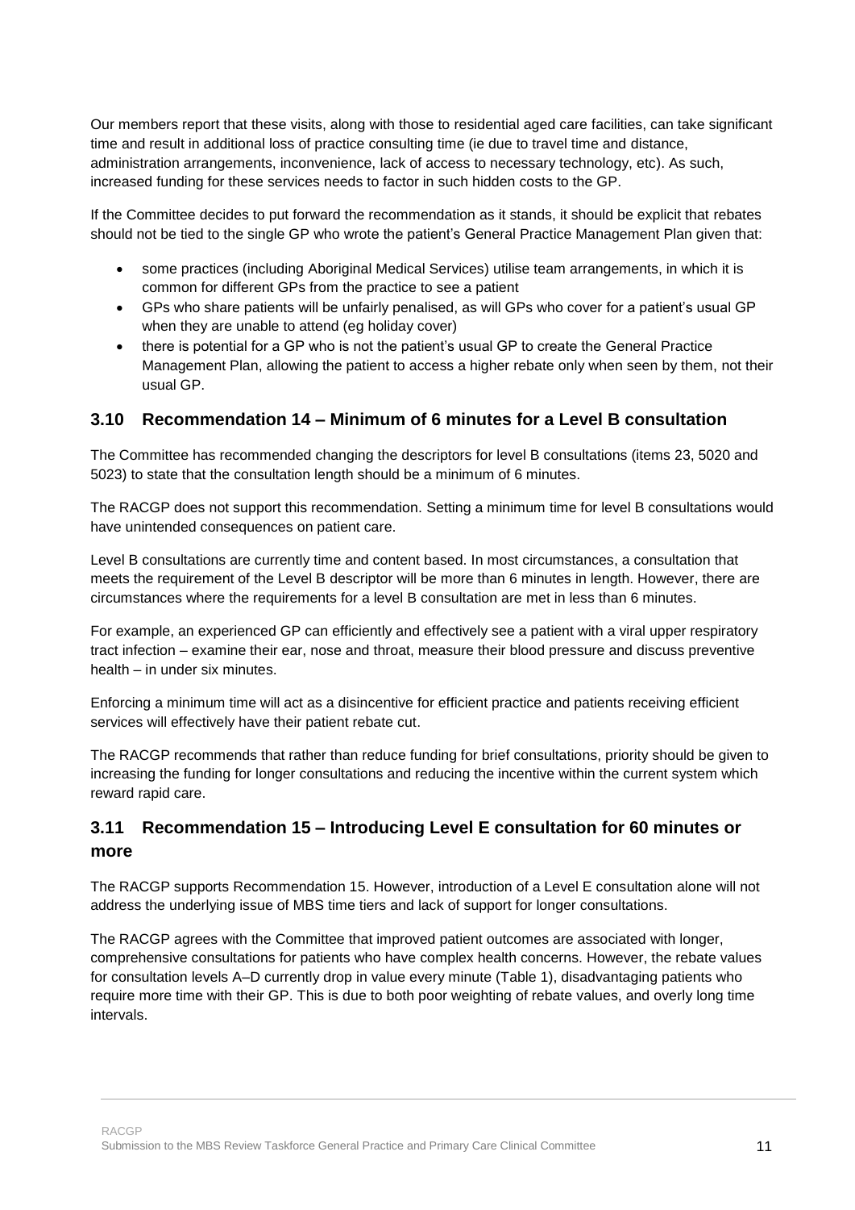Our members report that these visits, along with those to residential aged care facilities, can take significant time and result in additional loss of practice consulting time (ie due to travel time and distance, administration arrangements, inconvenience, lack of access to necessary technology, etc). As such, increased funding for these services needs to factor in such hidden costs to the GP.

If the Committee decides to put forward the recommendation as it stands, it should be explicit that rebates should not be tied to the single GP who wrote the patient's General Practice Management Plan given that:

- some practices (including Aboriginal Medical Services) utilise team arrangements, in which it is common for different GPs from the practice to see a patient
- GPs who share patients will be unfairly penalised, as will GPs who cover for a patient's usual GP when they are unable to attend (eg holiday cover)
- there is potential for a GP who is not the patient's usual GP to create the General Practice Management Plan, allowing the patient to access a higher rebate only when seen by them, not their usual GP.

## 3.10 Recommendation 14 – Minimum of 6 minutes for a Level B consultation

The Committee has recommended changing the descriptors for level B consultations (items 23, 5020 and 5023) to state that the consultation length should be a minimum of 6 minutes.

The RACGP does not support this recommendation. Setting a minimum time for level B consultations would have unintended consequences on patient care.

Level B consultations are currently time and content based. In most circumstances, a consultation that meets the requirement of the Level B descriptor will be more than 6 minutes in length. However, there are circumstances where the requirements for a level B consultation are met in less than 6 minutes.

For example, an experienced GP can efficiently and effectively see a patient with a viral upper respiratory tract infection – examine their ear, nose and throat, measure their blood pressure and discuss preventive health – in under six minutes.

Enforcing a minimum time will act as a disincentive for efficient practice and patients receiving efficient services will effectively have their patient rebate cut.

The RACGP recommends that rather than reduce funding for brief consultations, priority should be given to increasing the funding for longer consultations and reducing the incentive within the current system which reward rapid care.

## 3.11 Recommendation 15 – Introducing Level E consultation for 60 minutes or more

The RACGP supports Recommendation 15. However, introduction of a Level E consultation alone will not address the underlying issue of MBS time tiers and lack of support for longer consultations.

The RACGP agrees with the Committee that improved patient outcomes are associated with longer, comprehensive consultations for patients who have complex health concerns. However, the rebate values for consultation levels A–D currently drop in value every minute (Table 1), disadvantaging patients who require more time with their GP. This is due to both poor weighting of rebate values, and overly long time intervals.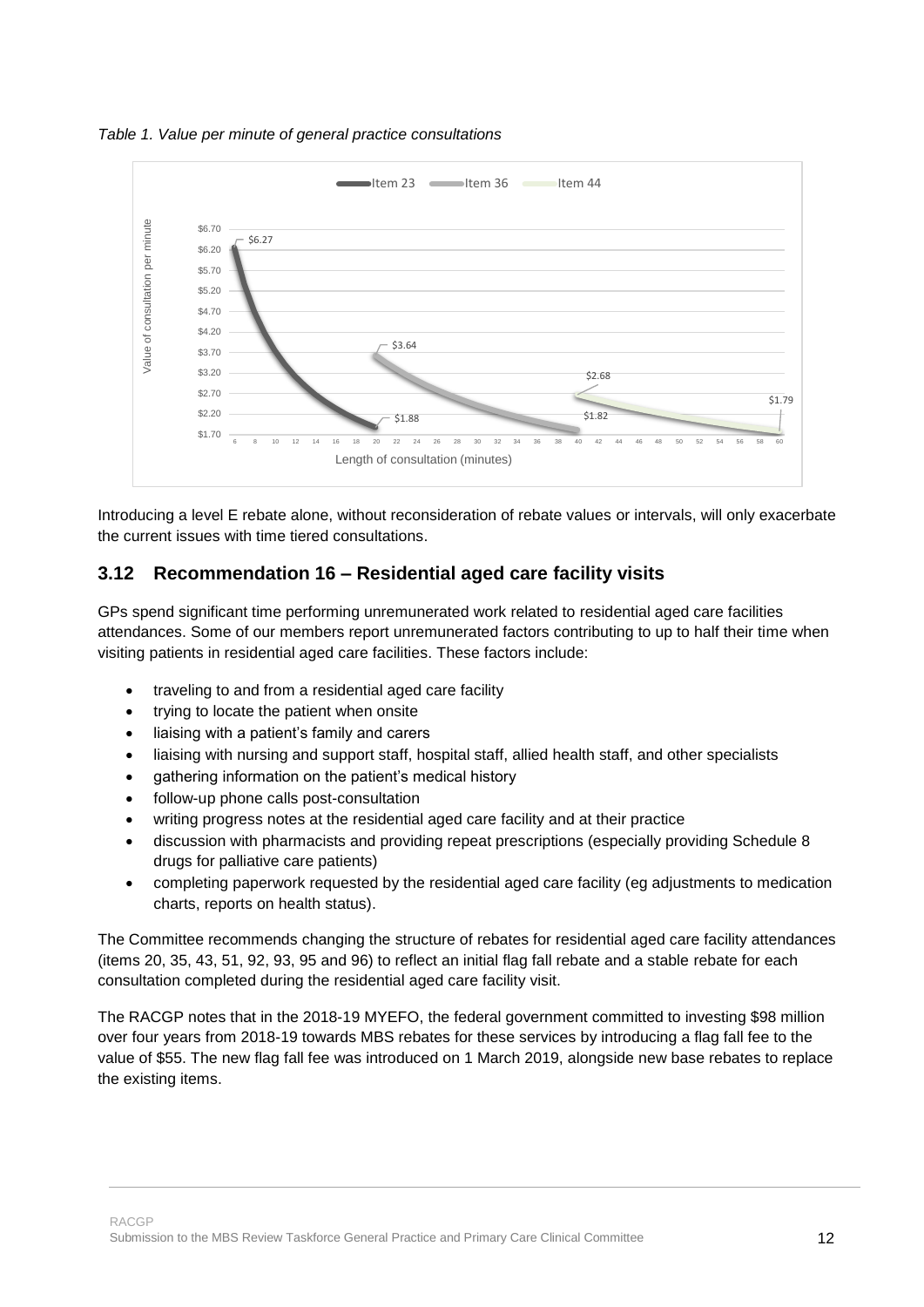*Table 1. Value per minute of general practice consultations*

Introducing a level E rebate alone, without reconsideration of rebate values or intervals, will only exacerbate the current issues with time tiered consultations.

## 3.12 Recommendation 16 – Residential aged care facility visits

GPs spend significant time performing unremunerated work related to residential aged care facilities attendances. Some of our members report unremunerated factors contributing to up to half their time when visiting patients in residential aged care facilities. These factors include:

- traveling to and from a residential aged care facility
- trying to locate the patient when onsite
- liaising with a patient's family and carers
- liaising with nursing and support staff, hospital staff, allied health staff, and other specialists
- gathering information on the patient's medical history
- follow-up phone calls post-consultation
- writing progress notes at the residential aged care facility and at their practice
- discussion with pharmacists and providing repeat prescriptions (especially providing Schedule 8 drugs for palliative care patients)
- completing paperwork requested by the residential aged care facility (eg adjustments to medication charts, reports on health status).

The Committee recommends changing the structure of rebates for residential aged care facility attendances (items 20, 35, 43, 51, 92, 93, 95 and 96) to reflect an initial flag fall rebate and a stable rebate for each consultation completed during the residential aged care facility visit.

The RACGP notes that in the 2018-19 MYEFO, the federal government committed to investing $98 million over four years from 2018-19 towards MBS rebates for these services by introducing a flag fall fee to the value of $55. The new flag fall fee was introduced on 1 March 2019, alongside new base rebates to replace the existing items.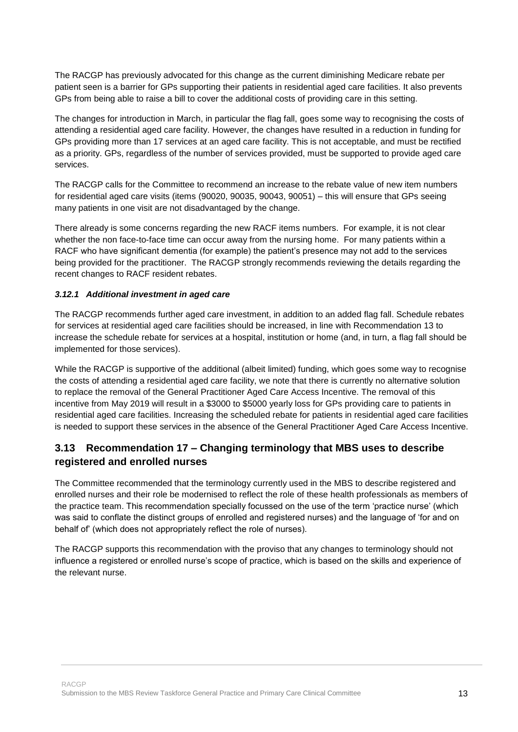The RACGP has previously advocated for this change as the current diminishing Medicare rebate per patient seen is a barrier for GPs supporting their patients in residential aged care facilities. It also prevents GPs from being able to raise a bill to cover the additional costs of providing care in this setting.

The changes for introduction in March, in particular the flag fall, goes some way to recognising the costs of attending a residential aged care facility. However, the changes have resulted in a reduction in funding for GPs providing more than 17 services at an aged care facility. This is not acceptable, and must be rectified as a priority. GPs, regardless of the number of services provided, must be supported to provide aged care services.

The RACGP calls for the Committee to recommend an increase to the rebate value of new item numbers for residential aged care visits (items (90020, 90035, 90043, 90051) – this will ensure that GPs seeing many patients in one visit are not disadvantaged by the change.

There already is some concerns regarding the new RACF items numbers. For example, it is not clear whether the non face-to-face time can occur away from the nursing home. For many patients within a RACF who have significant dementia (for example) the patient's presence may not add to the services being provided for the practitioner. The RACGP strongly recommends reviewing the details regarding the recent changes to RACF resident rebates.

#### *3.12.1 Additional investment in aged care*

The RACGP recommends further aged care investment, in addition to an added flag fall. Schedule rebates for services at residential aged care facilities should be increased, in line with Recommendation 13 to increase the schedule rebate for services at a hospital, institution or home (and, in turn, a flag fall should be implemented for those services).

While the RACGP is supportive of the additional (albeit limited) funding, which goes some way to recognise the costs of attending a residential aged care facility, we note that there is currently no alternative solution to replace the removal of the General Practitioner Aged Care Access Incentive. The removal of this incentive from May 2019 will result in a $3000 to $5000 yearly loss for GPs providing care to patients in residential aged care facilities. Increasing the scheduled rebate for patients in residential aged care facilities is needed to support these services in the absence of the General Practitioner Aged Care Access Incentive.

## 3.13 Recommendation 17 – Changing terminology that MBS uses to describe registered and enrolled nurses

The Committee recommended that the terminology currently used in the MBS to describe registered and enrolled nurses and their role be modernised to reflect the role of these health professionals as members of the practice team. This recommendation specially focussed on the use of the term 'practice nurse' (which was said to conflate the distinct groups of enrolled and registered nurses) and the language of 'for and on behalf of' (which does not appropriately reflect the role of nurses).

The RACGP supports this recommendation with the proviso that any changes to terminology should not influence a registered or enrolled nurse's scope of practice, which is based on the skills and experience of the relevant nurse.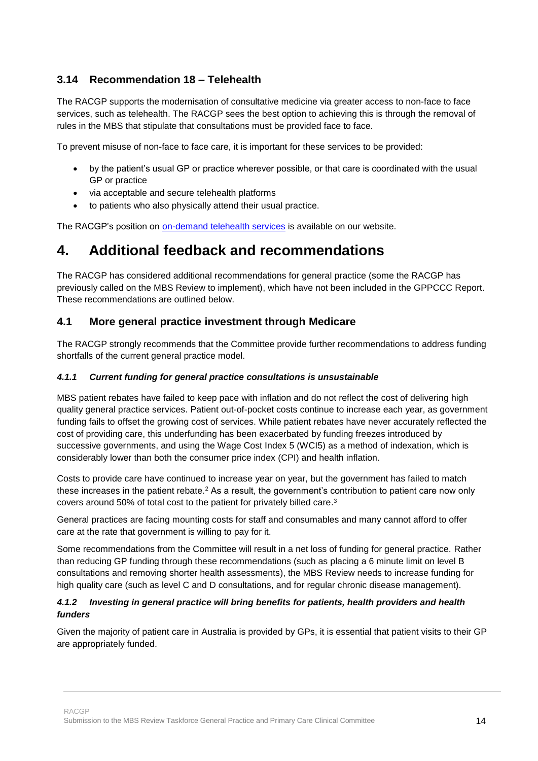### 3.14 Recommendation 18 – Telehealth

The RACGP supports the modernisation of consultative medicine via greater access to non-face to face services, such as telehealth. The RACGP sees the best option to achieving this is through the removal of rules in the MBS that stipulate that consultations must be provided face to face.

To prevent misuse of non-face to face care, it is important for these services to be provided:

- by the patient's usual GP or practice wherever possible, or that care is coordinated with the usual GP or practice
- via acceptable and secure telehealth platforms
- to patients who also physically attend their usual practice.

The RACGP's position on [on-demand telehealth services] is available on our website.

# 4. Additional feedback and recommendations

The RACGP has considered additional recommendations for general practice (some the RACGP has previously called on the MBS Review to implement), which have not been included in the GPPCCC Report. These recommendations are outlined below.

### 4.1 More general practice investment through Medicare

The RACGP strongly recommends that the Committee provide further recommendations to address funding shortfalls of the current general practice model.

#### *4.1.1 Current funding for general practice consultations is unsustainable*

MBS patient rebates have failed to keep pace with inflation and do not reflect the cost of delivering high quality general practice services. Patient out-of-pocket costs continue to increase each year, as government funding fails to offset the growing cost of services. While patient rebates have never accurately reflected the cost of providing care, this underfunding has been exacerbated by funding freezes introduced by successive governments, and using the Wage Cost Index 5 (WCI5) as a method of indexation, which is considerably lower than both the consumer price index (CPI) and health inflation.

Costs to provide care have continued to increase year on year, but the government has failed to match these increases in the patient rebate.[2] As a result, the government's contribution to patient care now only covers around 50% of total cost to the patient for privately billed care.[3]

General practices are facing mounting costs for staff and consumables and many cannot afford to offer care at the rate that government is willing to pay for it.

Some recommendations from the Committee will result in a net loss of funding for general practice. Rather than reducing GP funding through these recommendations (such as placing a 6 minute limit on level B consultations and removing shorter health assessments), the MBS Review needs to increase funding for high quality care (such as level C and D consultations, and for regular chronic disease management).

#### *4.1.2 Investing in general practice will bring benefits for patients, health providers and health funders*

Given the majority of patient care in Australia is provided by GPs, it is essential that patient visits to their GP are appropriately funded.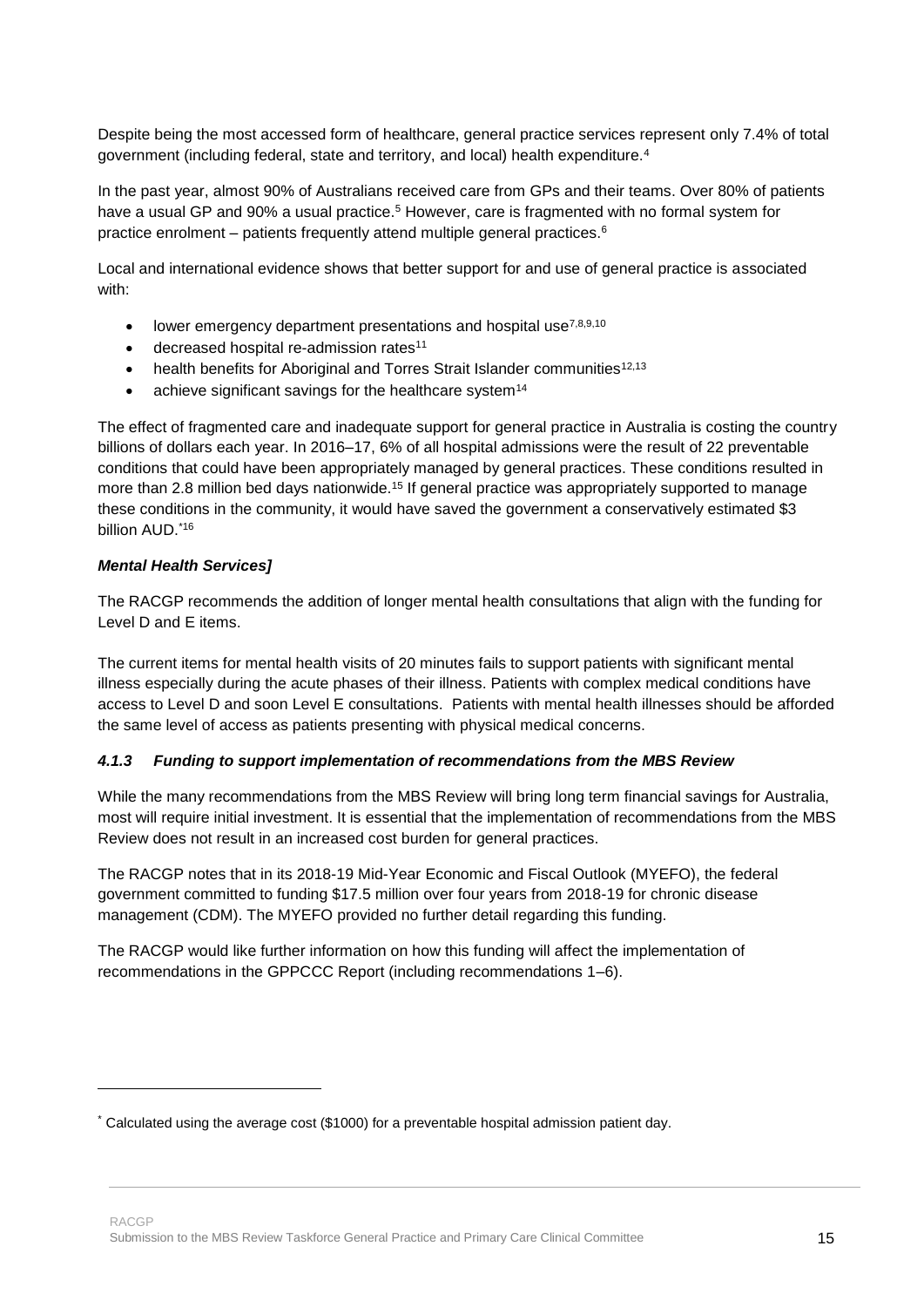Despite being the most accessed form of healthcare, general practice services represent only 7.4% of total government (including federal, state and territory, and local) health expenditure.[4]

In the past year, almost 90% of Australians received care from GPs and their teams. Over 80% of patients have a usual GP and 90% a usual practice.[5] However, care is fragmented with no formal system for practice enrolment – patients frequently attend multiple general practices.[6]

Local and international evidence shows that better support for and use of general practice is associated with:

- lower emergency department presentations and hospital use[7,8,9,10]
- decreased hospital re-admission rates[11]
- health benefits for Aboriginal and Torres Strait Islander communities[12,13]
- achieve significant savings for the healthcare system[14]

The effect of fragmented care and inadequate support for general practice in Australia is costing the country billions of dollars each year. In 2016–17, 6% of all hospital admissions were the result of 22 preventable conditions that could have been appropriately managed by general practices. These conditions resulted in more than 2.8 million bed days nationwide.[15] If general practice was appropriately supported to manage these conditions in the community, it would have saved the government a conservatively estimated $3 billion AUD.[*16]

***Mental Health Services]***

The RACGP recommends the addition of longer mental health consultations that align with the funding for Level D and E items.

The current items for mental health visits of 20 minutes fails to support patients with significant mental illness especially during the acute phases of their illness. Patients with complex medical conditions have access to Level D and soon Level E consultations. Patients with mental health illnesses should be afforded the same level of access as patients presenting with physical medical concerns.

#### *4.1.3 Funding to support implementation of recommendations from the MBS Review*

While the many recommendations from the MBS Review will bring long term financial savings for Australia, most will require initial investment. It is essential that the implementation of recommendations from the MBS Review does not result in an increased cost burden for general practices.

The RACGP notes that in its 2018-19 Mid-Year Economic and Fiscal Outlook (MYEFO), the federal government committed to funding $17.5 million over four years from 2018-19 for chronic disease management (CDM). The MYEFO provided no further detail regarding this funding.

The RACGP would like further information on how this funding will affect the implementation of recommendations in the GPPCCC Report (including recommendations 1–6).

---

[*] Calculated using the average cost ($1000) for a preventable hospital admission patient day.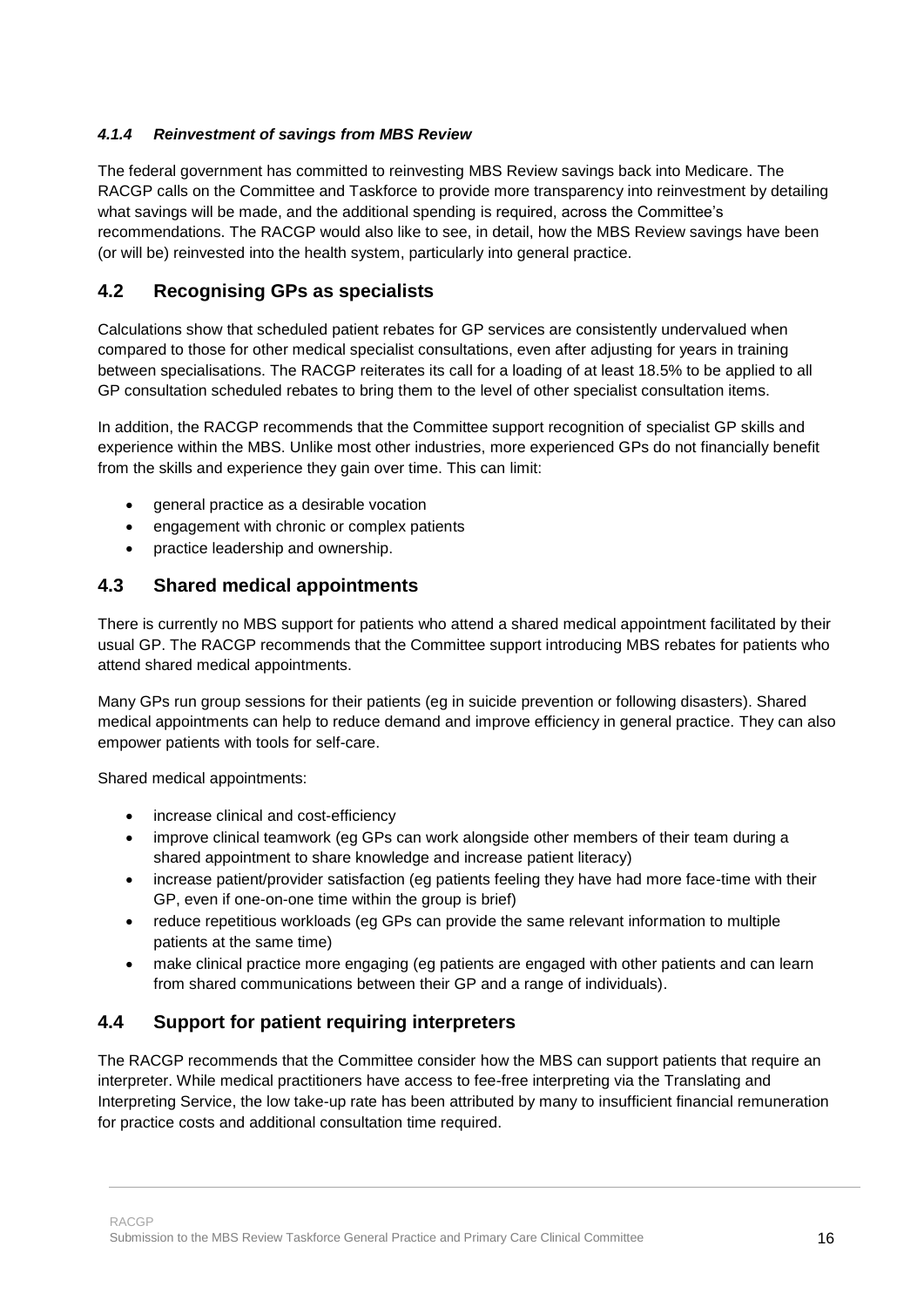#### *4.1.4 Reinvestment of savings from MBS Review*

The federal government has committed to reinvesting MBS Review savings back into Medicare. The RACGP calls on the Committee and Taskforce to provide more transparency into reinvestment by detailing what savings will be made, and the additional spending is required, across the Committee's recommendations. The RACGP would also like to see, in detail, how the MBS Review savings have been (or will be) reinvested into the health system, particularly into general practice.

## 4.2 Recognising GPs as specialists

Calculations show that scheduled patient rebates for GP services are consistently undervalued when compared to those for other medical specialist consultations, even after adjusting for years in training between specialisations. The RACGP reiterates its call for a loading of at least 18.5% to be applied to all GP consultation scheduled rebates to bring them to the level of other specialist consultation items.

In addition, the RACGP recommends that the Committee support recognition of specialist GP skills and experience within the MBS. Unlike most other industries, more experienced GPs do not financially benefit from the skills and experience they gain over time. This can limit:

- general practice as a desirable vocation
- engagement with chronic or complex patients
- practice leadership and ownership.

## 4.3 Shared medical appointments

There is currently no MBS support for patients who attend a shared medical appointment facilitated by their usual GP. The RACGP recommends that the Committee support introducing MBS rebates for patients who attend shared medical appointments.

Many GPs run group sessions for their patients (eg in suicide prevention or following disasters). Shared medical appointments can help to reduce demand and improve efficiency in general practice. They can also empower patients with tools for self-care.

Shared medical appointments:

- increase clinical and cost-efficiency
- improve clinical teamwork (eg GPs can work alongside other members of their team during a shared appointment to share knowledge and increase patient literacy)
- increase patient/provider satisfaction (eg patients feeling they have had more face-time with their GP, even if one-on-one time within the group is brief)
- reduce repetitious workloads (eg GPs can provide the same relevant information to multiple patients at the same time)
- make clinical practice more engaging (eg patients are engaged with other patients and can learn from shared communications between their GP and a range of individuals).

## 4.4 Support for patient requiring interpreters

The RACGP recommends that the Committee consider how the MBS can support patients that require an interpreter. While medical practitioners have access to fee-free interpreting via the Translating and Interpreting Service, the low take-up rate has been attributed by many to insufficient financial remuneration for practice costs and additional consultation time required.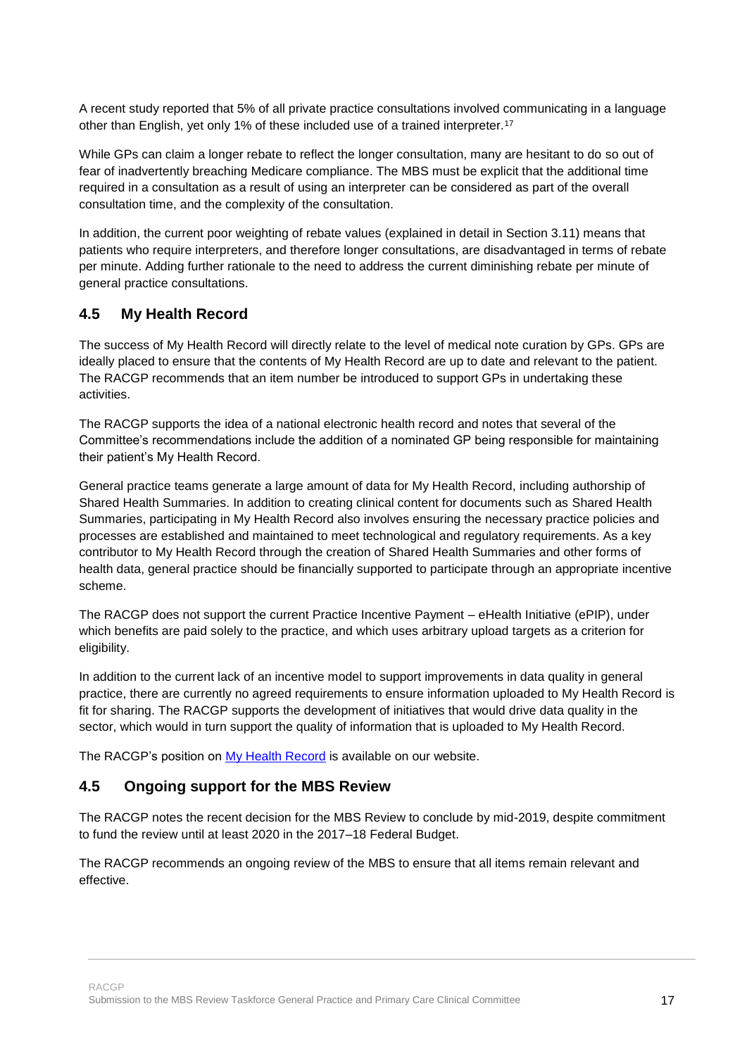A recent study reported that 5% of all private practice consultations involved communicating in a language other than English, yet only 1% of these included use of a trained interpreter.[17]

While GPs can claim a longer rebate to reflect the longer consultation, many are hesitant to do so out of fear of inadvertently breaching Medicare compliance. The MBS must be explicit that the additional time required in a consultation as a result of using an interpreter can be considered as part of the overall consultation time, and the complexity of the consultation.

In addition, the current poor weighting of rebate values (explained in detail in Section 3.11) means that patients who require interpreters, and therefore longer consultations, are disadvantaged in terms of rebate per minute. Adding further rationale to the need to address the current diminishing rebate per minute of general practice consultations.

## 4.5 My Health Record

The success of My Health Record will directly relate to the level of medical note curation by GPs. GPs are ideally placed to ensure that the contents of My Health Record are up to date and relevant to the patient. The RACGP recommends that an item number be introduced to support GPs in undertaking these activities.

The RACGP supports the idea of a national electronic health record and notes that several of the Committee's recommendations include the addition of a nominated GP being responsible for maintaining their patient's My Health Record.

General practice teams generate a large amount of data for My Health Record, including authorship of Shared Health Summaries. In addition to creating clinical content for documents such as Shared Health Summaries, participating in My Health Record also involves ensuring the necessary practice policies and processes are established and maintained to meet technological and regulatory requirements. As a key contributor to My Health Record through the creation of Shared Health Summaries and other forms of health data, general practice should be financially supported to participate through an appropriate incentive scheme.

The RACGP does not support the current Practice Incentive Payment – eHealth Initiative (ePIP), under which benefits are paid solely to the practice, and which uses arbitrary upload targets as a criterion for eligibility.

In addition to the current lack of an incentive model to support improvements in data quality in general practice, there are currently no agreed requirements to ensure information uploaded to My Health Record is fit for sharing. The RACGP supports the development of initiatives that would drive data quality in the sector, which would in turn support the quality of information that is uploaded to My Health Record.

The RACGP's position on My Health Record is available on our website.

## 4.5 Ongoing support for the MBS Review

The RACGP notes the recent decision for the MBS Review to conclude by mid-2019, despite commitment to fund the review until at least 2020 in the 2017–18 Federal Budget.

The RACGP recommends an ongoing review of the MBS to ensure that all items remain relevant and effective.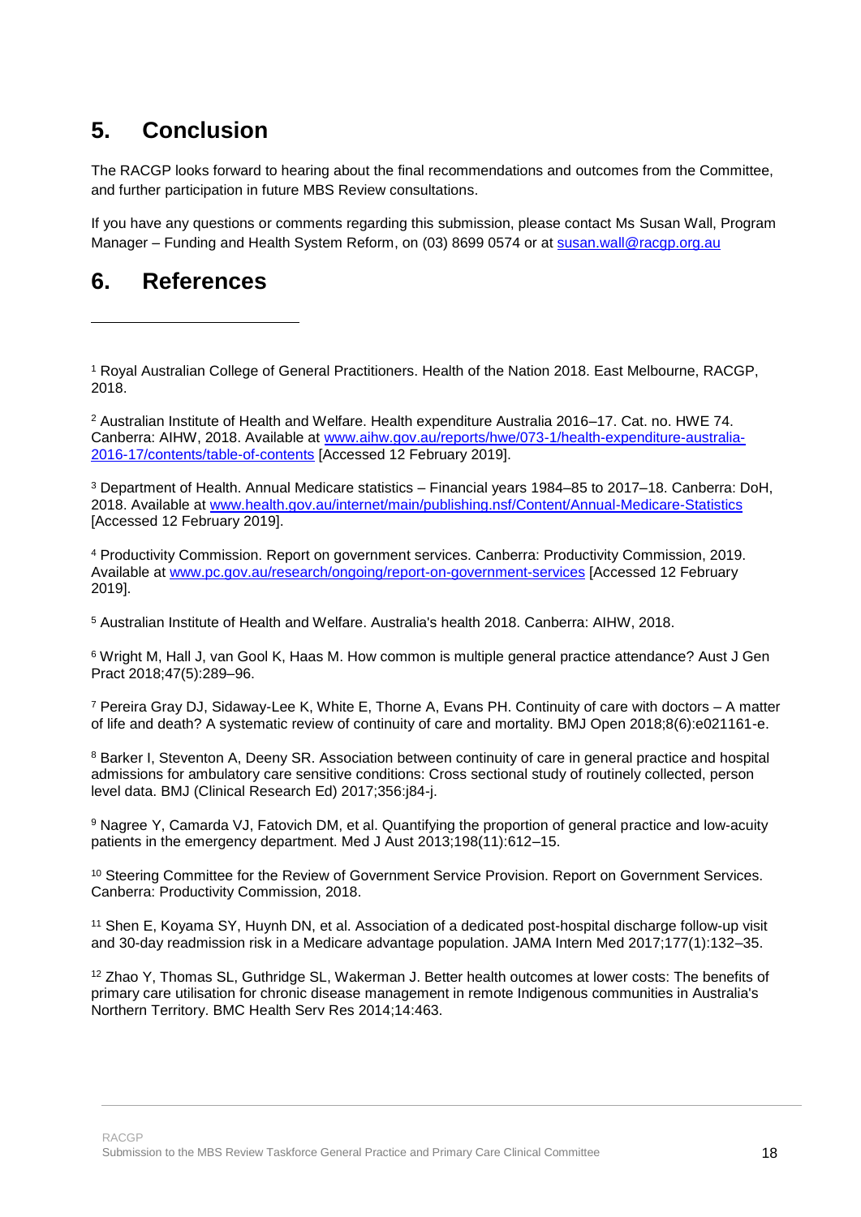## 5. Conclusion

The RACGP looks forward to hearing about the final recommendations and outcomes from the Committee, and further participation in future MBS Review consultations.

If you have any questions or comments regarding this submission, please contact Ms Susan Wall, Program Manager – Funding and Health System Reform, on (03) 8699 0574 or at susan.wall@racgp.org.au

## 6. References

[1] Royal Australian College of General Practitioners. Health of the Nation 2018. East Melbourne, RACGP, 2018.

[2] Australian Institute of Health and Welfare. Health expenditure Australia 2016–17. Cat. no. HWE 74. Canberra: AIHW, 2018. Available at www.aihw.gov.au/reports/hwe/073-1/health-expenditure-australia-2016-17/contents/table-of-contents [Accessed 12 February 2019].

[3] Department of Health. Annual Medicare statistics – Financial years 1984–85 to 2017–18. Canberra: DoH, 2018. Available at www.health.gov.au/internet/main/publishing.nsf/Content/Annual-Medicare-Statistics [Accessed 12 February 2019].

[4] Productivity Commission. Report on government services. Canberra: Productivity Commission, 2019. Available at www.pc.gov.au/research/ongoing/report-on-government-services [Accessed 12 February 2019].

[5] Australian Institute of Health and Welfare. Australia's health 2018. Canberra: AIHW, 2018.

[6] Wright M, Hall J, van Gool K, Haas M. How common is multiple general practice attendance? Aust J Gen Pract 2018;47(5):289–96.

[7] Pereira Gray DJ, Sidaway-Lee K, White E, Thorne A, Evans PH. Continuity of care with doctors – A matter of life and death? A systematic review of continuity of care and mortality. BMJ Open 2018;8(6):e021161-e.

[8] Barker I, Steventon A, Deeny SR. Association between continuity of care in general practice and hospital admissions for ambulatory care sensitive conditions: Cross sectional study of routinely collected, person level data. BMJ (Clinical Research Ed) 2017;356:j84-j.

[9] Nagree Y, Camarda VJ, Fatovich DM, et al. Quantifying the proportion of general practice and low-acuity patients in the emergency department. Med J Aust 2013;198(11):612–15.

[10] Steering Committee for the Review of Government Service Provision. Report on Government Services. Canberra: Productivity Commission, 2018.

[11] Shen E, Koyama SY, Huynh DN, et al. Association of a dedicated post-hospital discharge follow-up visit and 30-day readmission risk in a Medicare advantage population. JAMA Intern Med 2017;177(1):132–35.

[12] Zhao Y, Thomas SL, Guthridge SL, Wakerman J. Better health outcomes at lower costs: The benefits of primary care utilisation for chronic disease management in remote Indigenous communities in Australia's Northern Territory. BMC Health Serv Res 2014;14:463.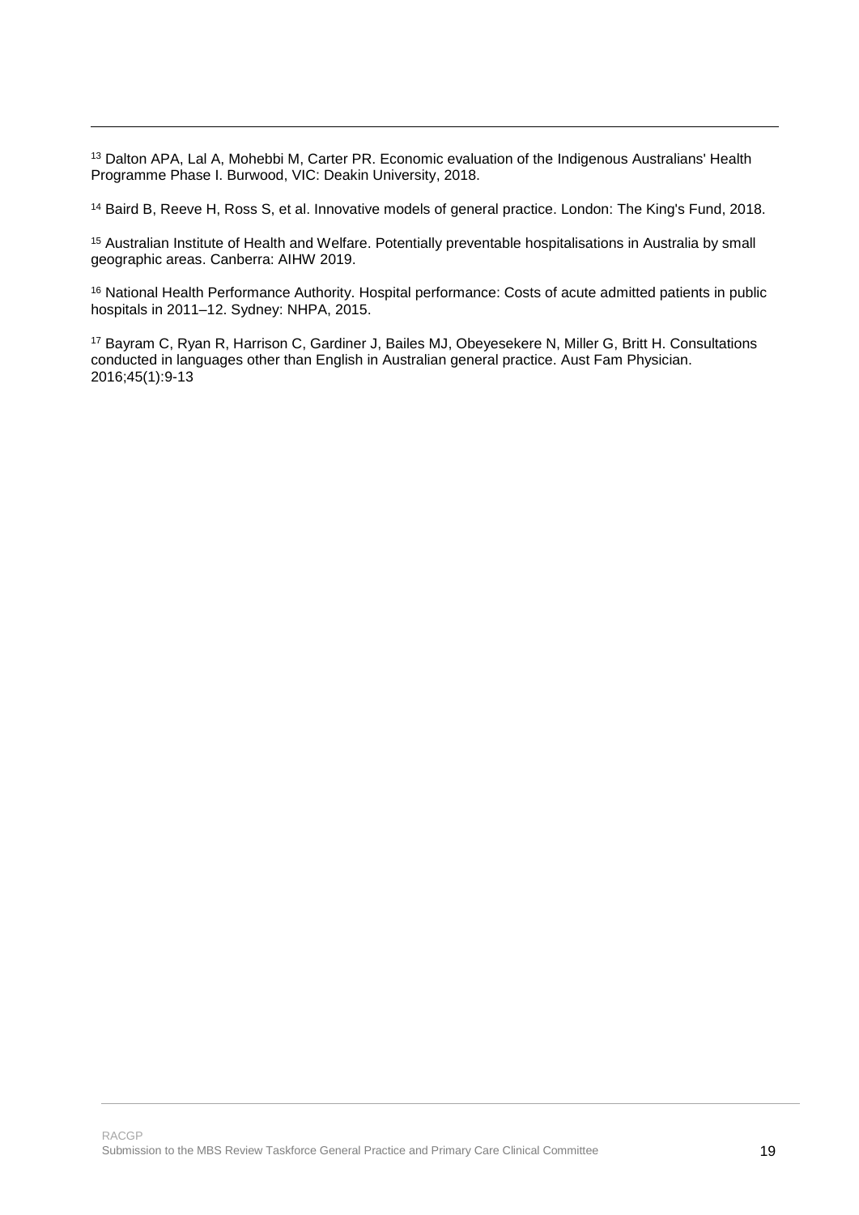[13] Dalton APA, Lal A, Mohebbi M, Carter PR. Economic evaluation of the Indigenous Australians' Health Programme Phase I. Burwood, VIC: Deakin University, 2018.

[14] Baird B, Reeve H, Ross S, et al. Innovative models of general practice. London: The King's Fund, 2018.

[15] Australian Institute of Health and Welfare. Potentially preventable hospitalisations in Australia by small geographic areas. Canberra: AIHW 2019.

[16] National Health Performance Authority. Hospital performance: Costs of acute admitted patients in public hospitals in 2011–12. Sydney: NHPA, 2015.

[17] Bayram C, Ryan R, Harrison C, Gardiner J, Bailes MJ, Obeyesekere N, Miller G, Britt H. Consultations conducted in languages other than English in Australian general practice. Aust Fam Physician. 2016;45(1):9-13